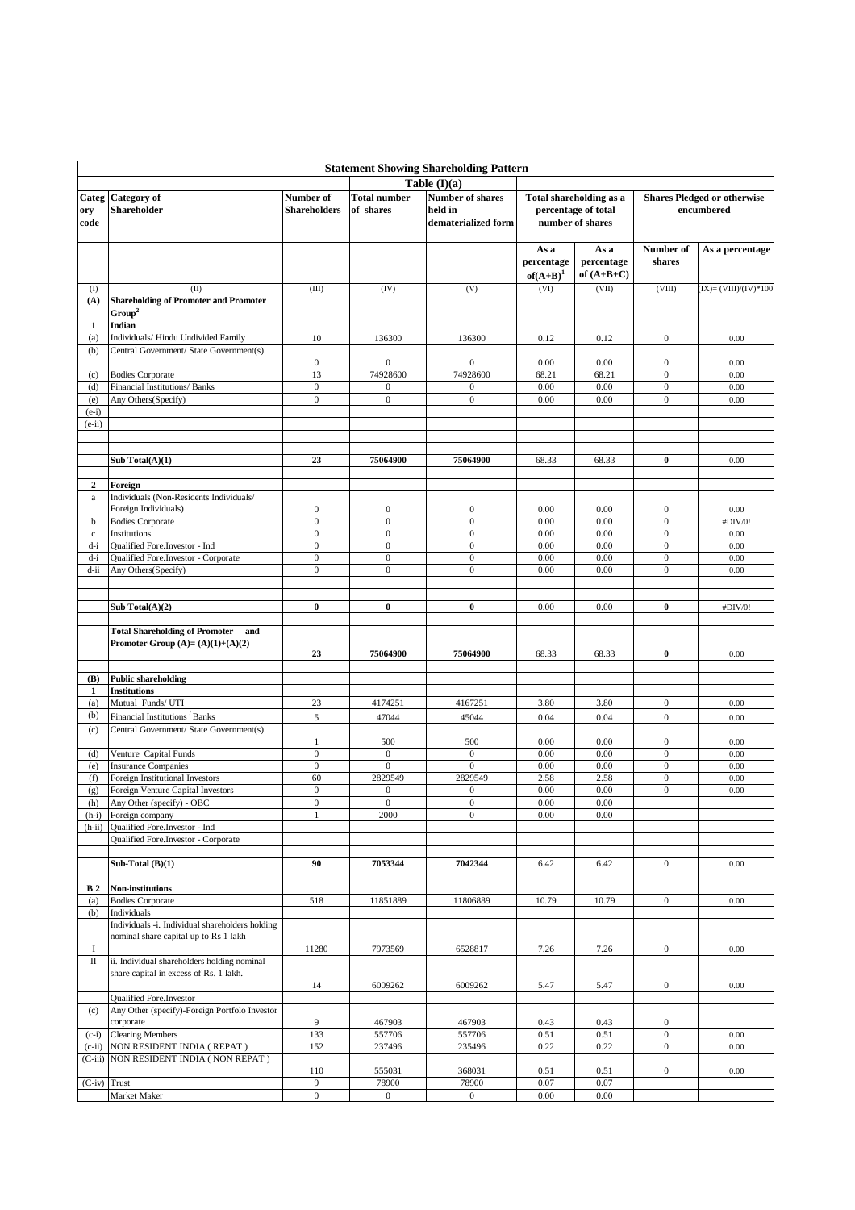**Statement Showing Shareholding Pattern**

**Table (I)(a)**

| Category code | Category of Shareholder | Number of Shareholders | Total number of shares | Number of shares held in dematerialized form | Total shareholding as a percentage of total number of shares | | Shares Pledged or otherwise encumbered | |
|---|---|---|---|---|---|---|---|---|
| | | | | | As a percentage of(A+B)[1] | As a percentage of (A+B+C) | Number of shares | As a percentage |
| (I) | (II) | (III) | (IV) | (V) | (VI) | (VII) | (VIII) | (IX)= (VIII)/(IV)*100 |
| **(A)** | **Shareholding of Promoter and Promoter Group[2]** | | | | | | | |
| **1** | **Indian** | | | | | | | |
| (a) | Individuals/ Hindu Undivided Family | 10 | 136300 | 136300 | 0.12 | 0.12 | 0 | 0.00 |
| (b) | Central Government/ State Government(s) | 0 | 0 | 0 | 0.00 | 0.00 | 0 | 0.00 |
| (c) | Bodies Corporate | 13 | 74928600 | 74928600 | 68.21 | 68.21 | 0 | 0.00 |
| (d) | Financial Institutions/ Banks | 0 | 0 | 0 | 0.00 | 0.00 | 0 | 0.00 |
| (e) | Any Others(Specify) | 0 | 0 | 0 | 0.00 | 0.00 | 0 | 0.00 |
| (e-i) | | | | | | | | |
| (e-ii) | | | | | | | | |
| | **Sub Total(A)(1)** | **23** | **75064900** | **75064900** | 68.33 | 68.33 | **0** | 0.00 |
| **2** | **Foreign** | | | | | | | |
| a | Individuals (Non-Residents Individuals/ Foreign Individuals) | 0 | 0 | 0 | 0.00 | 0.00 | 0 | 0.00 |
| b | Bodies Corporate | 0 | 0 | 0 | 0.00 | 0.00 | 0 | #DIV/0! |
| c | Institutions | 0 | 0 | 0 | 0.00 | 0.00 | 0 | 0.00 |
| d-i | Qualified Fore.Investor - Ind | 0 | 0 | 0 | 0.00 | 0.00 | 0 | 0.00 |
| d-i | Qualified Fore.Investor - Corporate | 0 | 0 | 0 | 0.00 | 0.00 | 0 | 0.00 |
| d-ii | Any Others(Specify) | 0 | 0 | 0 | 0.00 | 0.00 | 0 | 0.00 |
| | **Sub Total(A)(2)** | **0** | **0** | **0** | 0.00 | 0.00 | **0** | #DIV/0! |
| | **Total Shareholding of Promoter and Promoter Group (A)= (A)(1)+(A)(2)** | **23** | **75064900** | **75064900** | 68.33 | 68.33 | **0** | 0.00 |
| **(B)** | **Public shareholding** | | | | | | | |
| **1** | **Institutions** | | | | | | | |
| (a) | Mutual Funds/ UTI | 23 | 4174251 | 4167251 | 3.80 | 3.80 | 0 | 0.00 |
| (b) | Financial Institutions / Banks | 5 | 47044 | 45044 | 0.04 | 0.04 | 0 | 0.00 |
| (c) | Central Government/ State Government(s) | 1 | 500 | 500 | 0.00 | 0.00 | 0 | 0.00 |
| (d) | Venture Capital Funds | 0 | 0 | 0 | 0.00 | 0.00 | 0 | 0.00 |
| (e) | Insurance Companies | 0 | 0 | 0 | 0.00 | 0.00 | 0 | 0.00 |
| (f) | Foreign Institutional Investors | 60 | 2829549 | 2829549 | 2.58 | 2.58 | 0 | 0.00 |
| (g) | Foreign Venture Capital Investors | 0 | 0 | 0 | 0.00 | 0.00 | 0 | 0.00 |
| (h) | Any Other (specify) - OBC | 0 | 0 | 0 | 0.00 | 0.00 | | |
| (h-i) | Foreign company | 1 | 2000 | 0 | 0.00 | 0.00 | | |
| (h-ii) | Qualified Fore.Investor - Ind | | | | | | | |
| | Qualified Fore.Investor - Corporate | | | | | | | |
| | **Sub-Total (B)(1)** | **90** | **7053344** | **7042344** | 6.42 | 6.42 | 0 | 0.00 |
| **B 2** | **Non-institutions** | | | | | | | |
| (a) | Bodies Corporate | 518 | 11851889 | 11806889 | 10.79 | 10.79 | 0 | 0.00 |
| (b) | Individuals | | | | | | | |
| I | Individuals -i. Individual shareholders holding nominal share capital up to Rs 1 lakh | 11280 | 7973569 | 6528817 | 7.26 | 7.26 | 0 | 0.00 |
| II | ii. Individual shareholders holding nominal share capital in excess of Rs. 1 lakh. | 14 | 6009262 | 6009262 | 5.47 | 5.47 | 0 | 0.00 |
| | Qualified Fore.Investor | | | | | | | |
| (c) | Any Other (specify)-Foreign Portfolio Investor corporate | 9 | 467903 | 467903 | 0.43 | 0.43 | 0 | |
| (c-i) | Clearing Members | 133 | 557706 | 557706 | 0.51 | 0.51 | 0 | 0.00 |
| (c-ii) | NON RESIDENT INDIA ( REPAT ) | 152 | 237496 | 235496 | 0.22 | 0.22 | 0 | 0.00 |
| (C-iii) | NON RESIDENT INDIA ( NON REPAT ) | 110 | 555031 | 368031 | 0.51 | 0.51 | 0 | 0.00 |
| (C-iv) | Trust | 9 | 78900 | 78900 | 0.07 | 0.07 | | |
| | Market Maker | 0 | 0 | 0 | 0.00 | 0.00 | | |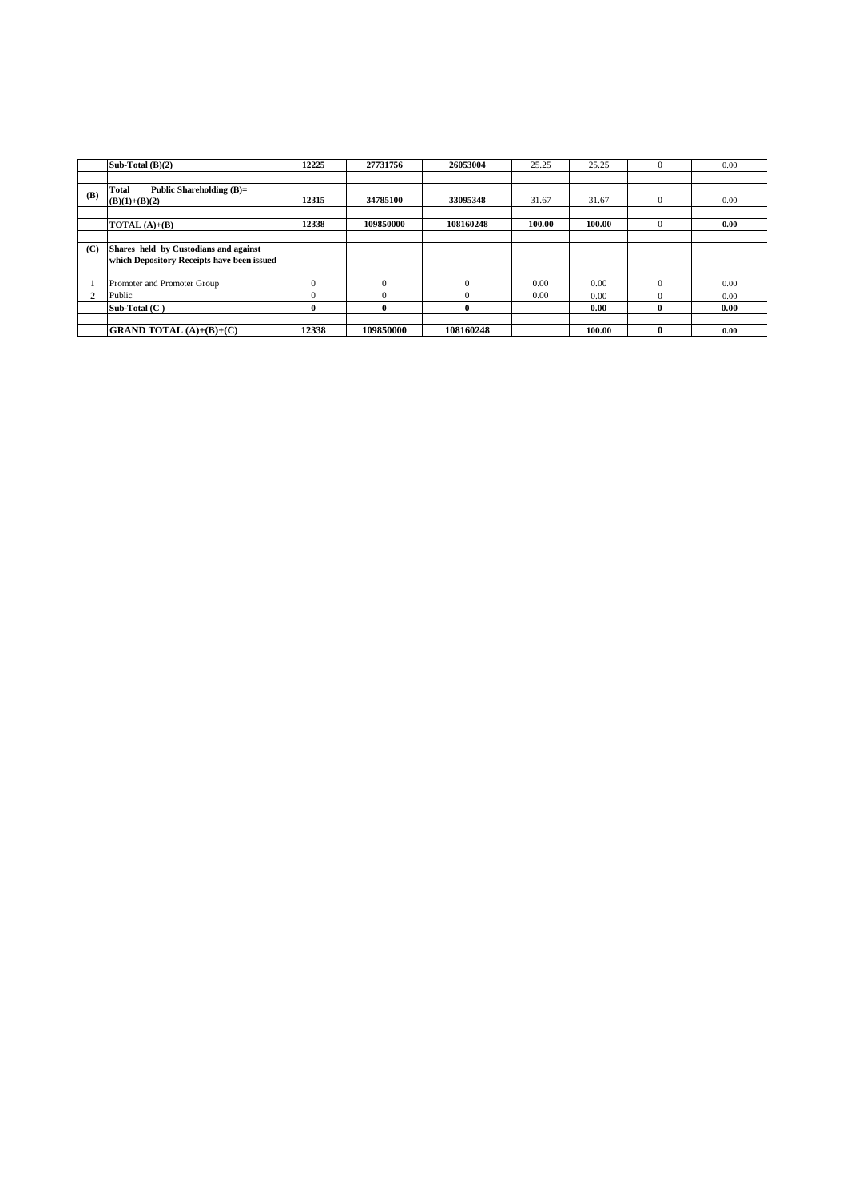| | | | | | | | | |
|---|---|---|---|---|---|---|---|---|
| | **Sub-Total (B)(2)** | **12225** | **27731756** | **26053004** | 25.25 | 25.25 | 0 | 0.00 |
| | | | | | | | | |
| **(B)** | **Total Public Shareholding (B)= (B)(1)+(B)(2)** | **12315** | **34785100** | **33095348** | 31.67 | 31.67 | 0 | 0.00 |
| | | | | | | | | |
| | **TOTAL (A)+(B)** | **12338** | **109850000** | **108160248** | **100.00** | **100.00** | 0 | **0.00** |
| | | | | | | | | |
| **(C)** | **Shares held by Custodians and against which Depository Receipts have been issued** | | | | | | | |
| 1 | Promoter and Promoter Group | 0 | 0 | 0 | 0.00 | 0.00 | 0 | 0.00 |
| 2 | Public | 0 | 0 | 0 | 0.00 | 0.00 | 0 | 0.00 |
| | **Sub-Total (C )** | **0** | **0** | **0** | | **0.00** | **0** | **0.00** |
| | | | | | | | | |
| | **GRAND TOTAL (A)+(B)+(C)** | **12338** | **109850000** | **108160248** | | **100.00** | **0** | **0.00** |